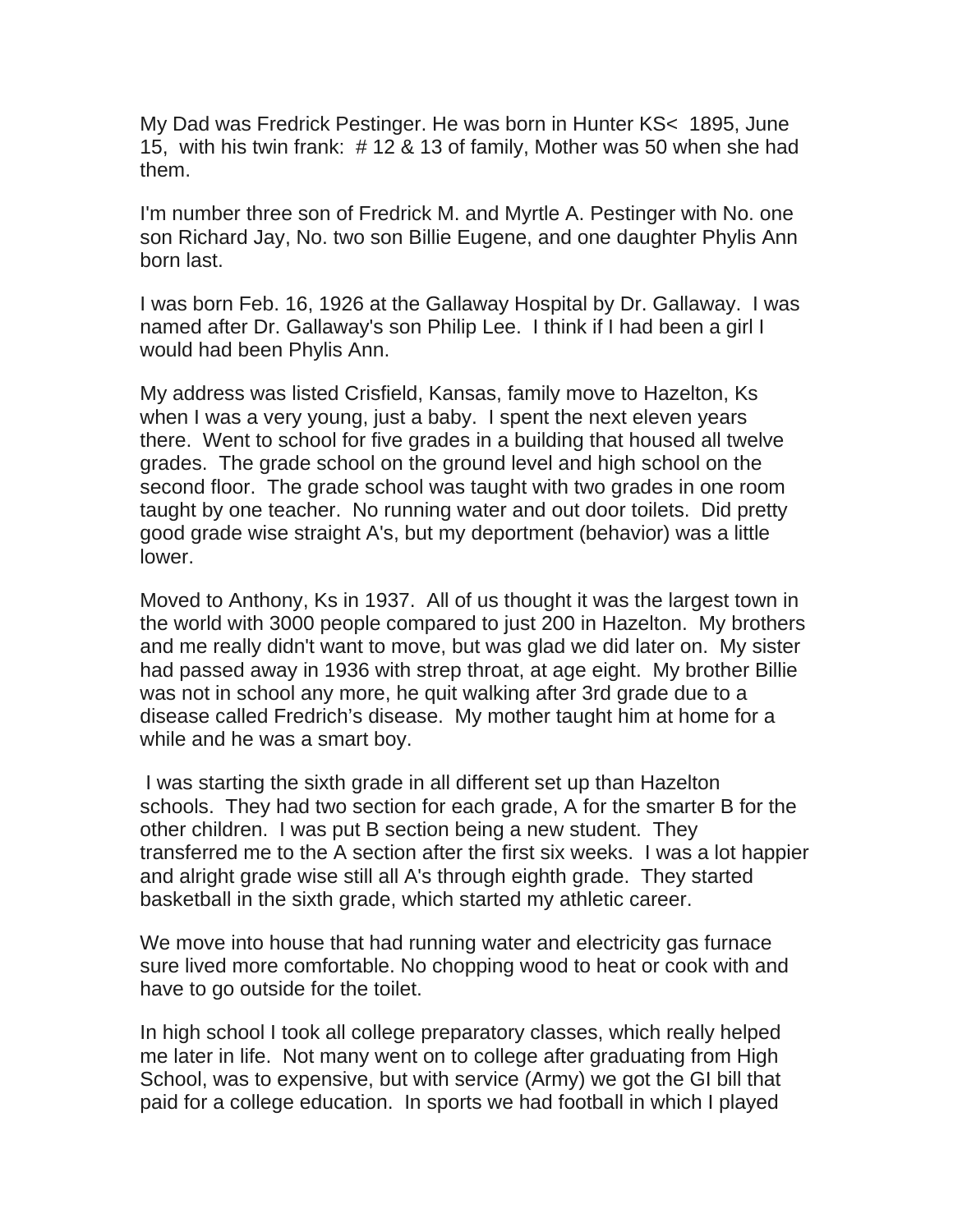My Dad was Fredrick Pestinger. He was born in Hunter KS< 1895, June 15, with his twin frank: # 12 & 13 of family, Mother was 50 when she had them.

I'm number three son of Fredrick M. and Myrtle A. Pestinger with No. one son Richard Jay, No. two son Billie Eugene, and one daughter Phylis Ann born last.

I was born Feb. 16, 1926 at the Gallaway Hospital by Dr. Gallaway. I was named after Dr. Gallaway's son Philip Lee. I think if I had been a girl I would had been Phylis Ann.

My address was listed Crisfield, Kansas, family move to Hazelton, Ks when I was a very young, just a baby. I spent the next eleven years there. Went to school for five grades in a building that housed all twelve grades. The grade school on the ground level and high school on the second floor. The grade school was taught with two grades in one room taught by one teacher. No running water and out door toilets. Did pretty good grade wise straight A's, but my deportment (behavior) was a little lower.

Moved to Anthony, Ks in 1937. All of us thought it was the largest town in the world with 3000 people compared to just 200 in Hazelton. My brothers and me really didn't want to move, but was glad we did later on. My sister had passed away in 1936 with strep throat, at age eight. My brother Billie was not in school any more, he quit walking after 3rd grade due to a disease called Fredrich's disease. My mother taught him at home for a while and he was a smart boy.

I was starting the sixth grade in all different set up than Hazelton schools. They had two section for each grade, A for the smarter B for the other children. I was put B section being a new student. They transferred me to the A section after the first six weeks. I was a lot happier and alright grade wise still all A's through eighth grade. They started basketball in the sixth grade, which started my athletic career.

We move into house that had running water and electricity gas furnace sure lived more comfortable. No chopping wood to heat or cook with and have to go outside for the toilet.

In high school I took all college preparatory classes, which really helped me later in life. Not many went on to college after graduating from High School, was to expensive, but with service (Army) we got the GI bill that paid for a college education. In sports we had football in which I played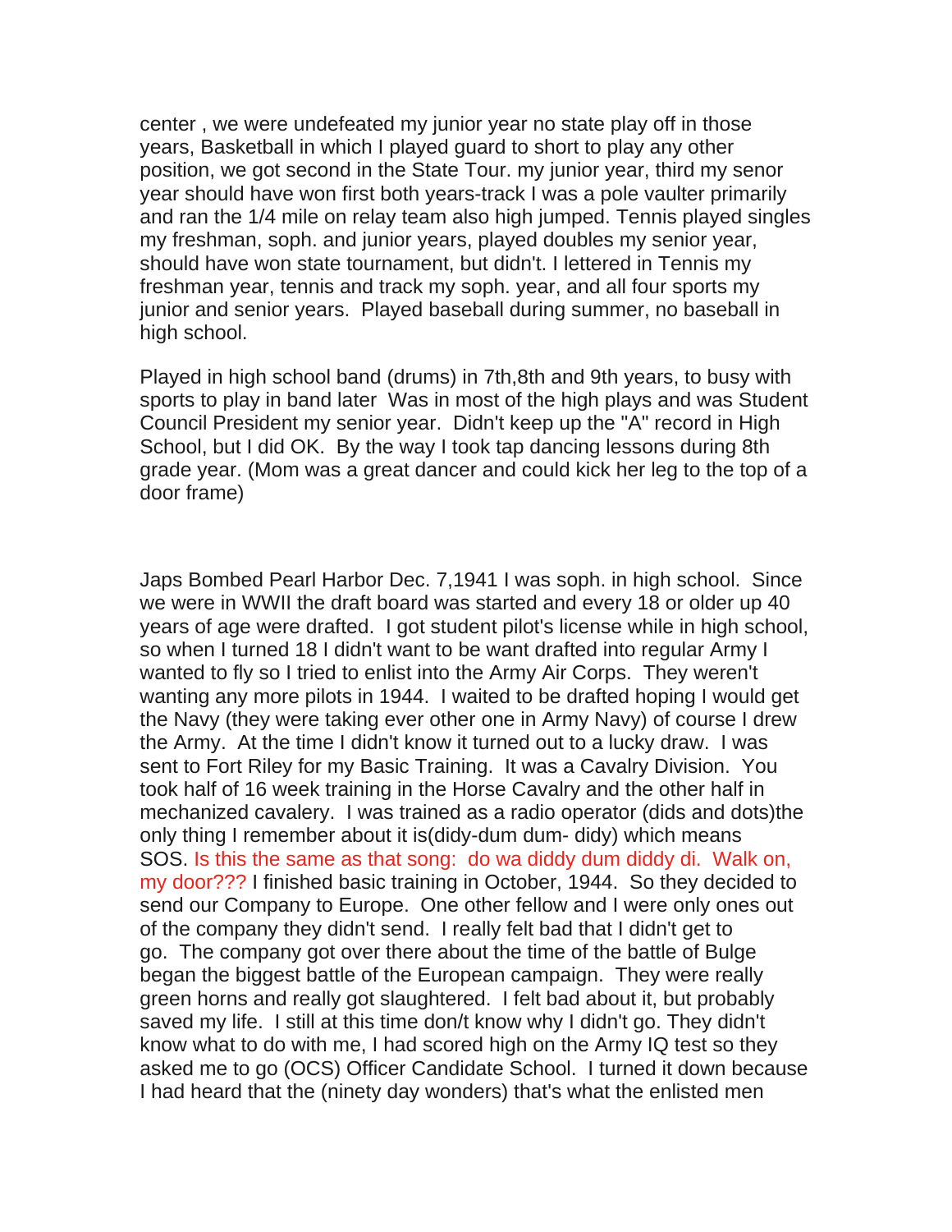center , we were undefeated my junior year no state play off in those years, Basketball in which I played guard to short to play any other position, we got second in the State Tour. my junior year, third my senor year should have won first both years-track I was a pole vaulter primarily and ran the 1/4 mile on relay team also high jumped. Tennis played singles my freshman, soph. and junior years, played doubles my senior year, should have won state tournament, but didn't. I lettered in Tennis my freshman year, tennis and track my soph. year, and all four sports my junior and senior years. Played baseball during summer, no baseball in high school.

Played in high school band (drums) in 7th,8th and 9th years, to busy with sports to play in band later Was in most of the high plays and was Student Council President my senior year. Didn't keep up the "A" record in High School, but I did OK. By the way I took tap dancing lessons during 8th grade year. (Mom was a great dancer and could kick her leg to the top of a door frame)

Japs Bombed Pearl Harbor Dec. 7,1941 I was soph. in high school. Since we were in WWII the draft board was started and every 18 or older up 40 years of age were drafted. I got student pilot's license while in high school, so when I turned 18 I didn't want to be want drafted into regular Army I wanted to fly so I tried to enlist into the Army Air Corps. They weren't wanting any more pilots in 1944. I waited to be drafted hoping I would get the Navy (they were taking ever other one in Army Navy) of course I drew the Army. At the time I didn't know it turned out to a lucky draw. I was sent to Fort Riley for my Basic Training. It was a Cavalry Division. You took half of 16 week training in the Horse Cavalry and the other half in mechanized cavalery. I was trained as a radio operator (dids and dots)the only thing I remember about it is(didy-dum dum- didy) which means SOS. Is this the same as that song: do wa diddy dum diddy di. Walk on, my door??? I finished basic training in October, 1944. So they decided to send our Company to Europe. One other fellow and I were only ones out of the company they didn't send. I really felt bad that I didn't get to go. The company got over there about the time of the battle of Bulge began the biggest battle of the European campaign. They were really green horns and really got slaughtered. I felt bad about it, but probably saved my life. I still at this time don/t know why I didn't go. They didn't know what to do with me, I had scored high on the Army IQ test so they asked me to go (OCS) Officer Candidate School. I turned it down because I had heard that the (ninety day wonders) that's what the enlisted men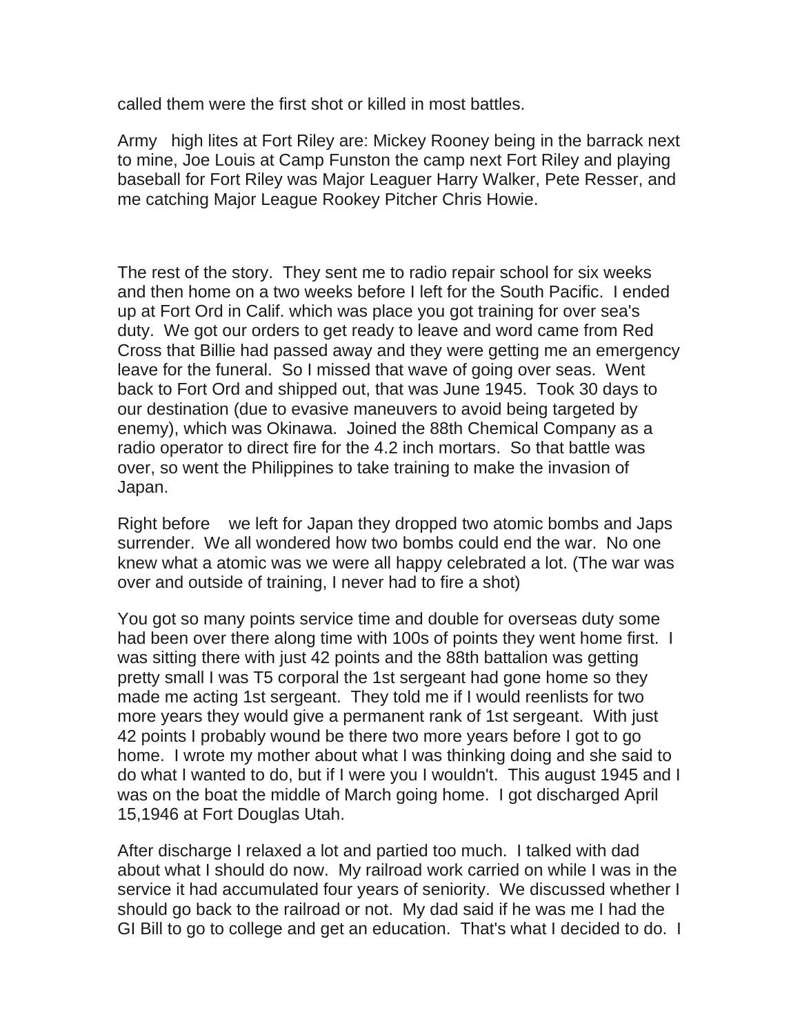called them were the first shot or killed in most battles.

Army high lites at Fort Riley are: Mickey Rooney being in the barrack next to mine, Joe Louis at Camp Funston the camp next Fort Riley and playing baseball for Fort Riley was Major Leaguer Harry Walker, Pete Resser, and me catching Major League Rookey Pitcher Chris Howie.

The rest of the story. They sent me to radio repair school for six weeks and then home on a two weeks before I left for the South Pacific. I ended up at Fort Ord in Calif. which was place you got training for over sea's duty. We got our orders to get ready to leave and word came from Red Cross that Billie had passed away and they were getting me an emergency leave for the funeral. So I missed that wave of going over seas. Went back to Fort Ord and shipped out, that was June 1945. Took 30 days to our destination (due to evasive maneuvers to avoid being targeted by enemy), which was Okinawa. Joined the 88th Chemical Company as a radio operator to direct fire for the 4.2 inch mortars. So that battle was over, so went the Philippines to take training to make the invasion of Japan.

Right before we left for Japan they dropped two atomic bombs and Japs surrender. We all wondered how two bombs could end the war. No one knew what a atomic was we were all happy celebrated a lot. (The war was over and outside of training, I never had to fire a shot)

You got so many points service time and double for overseas duty some had been over there along time with 100s of points they went home first. I was sitting there with just 42 points and the 88th battalion was getting pretty small I was T5 corporal the 1st sergeant had gone home so they made me acting 1st sergeant. They told me if I would reenlists for two more years they would give a permanent rank of 1st sergeant. With just 42 points I probably wound be there two more years before I got to go home. I wrote my mother about what I was thinking doing and she said to do what I wanted to do, but if I were you I wouldn't. This august 1945 and I was on the boat the middle of March going home. I got discharged April 15,1946 at Fort Douglas Utah.

After discharge I relaxed a lot and partied too much. I talked with dad about what I should do now. My railroad work carried on while I was in the service it had accumulated four years of seniority. We discussed whether I should go back to the railroad or not. My dad said if he was me I had the GI Bill to go to college and get an education. That's what I decided to do. I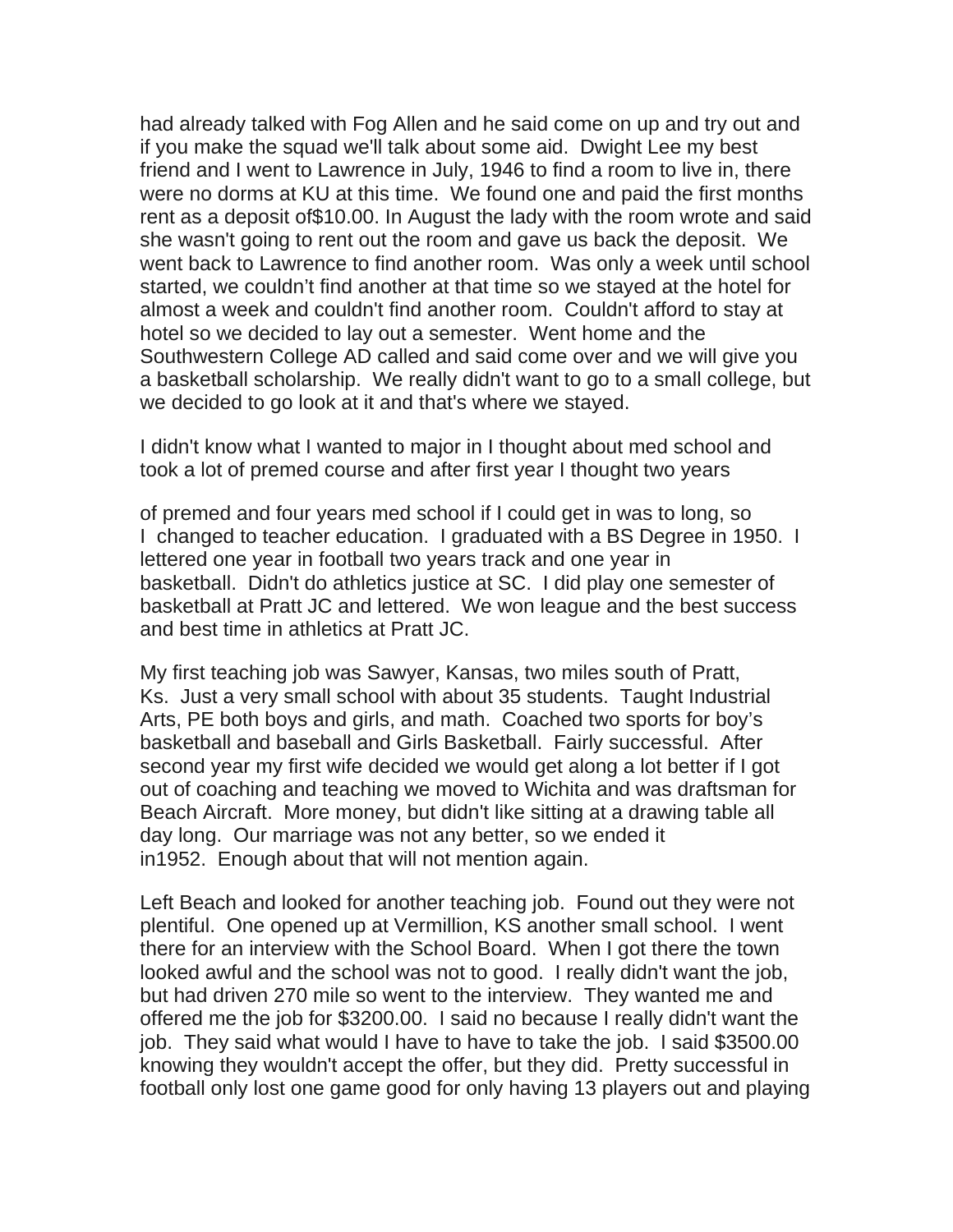had already talked with Fog Allen and he said come on up and try out and if you make the squad we'll talk about some aid. Dwight Lee my best friend and I went to Lawrence in July, 1946 to find a room to live in, there were no dorms at KU at this time. We found one and paid the first months rent as a deposit of$10.00. In August the lady with the room wrote and said she wasn't going to rent out the room and gave us back the deposit. We went back to Lawrence to find another room. Was only a week until school started, we couldn't find another at that time so we stayed at the hotel for almost a week and couldn't find another room. Couldn't afford to stay at hotel so we decided to lay out a semester. Went home and the Southwestern College AD called and said come over and we will give you a basketball scholarship. We really didn't want to go to a small college, but we decided to go look at it and that's where we stayed.

I didn't know what I wanted to major in I thought about med school and took a lot of premed course and after first year I thought two years of premed and four years med school if I could get in was to long, so I changed to teacher education. I graduated with a BS Degree in 1950. I lettered one year in football two years track and one year in basketball. Didn't do athletics justice at SC. I did play one semester of basketball at Pratt JC and lettered. We won league and the best success and best time in athletics at Pratt JC.

My first teaching job was Sawyer, Kansas, two miles south of Pratt, Ks. Just a very small school with about 35 students. Taught Industrial Arts, PE both boys and girls, and math. Coached two sports for boy's basketball and baseball and Girls Basketball. Fairly successful. After second year my first wife decided we would get along a lot better if I got out of coaching and teaching we moved to Wichita and was draftsman for Beach Aircraft. More money, but didn't like sitting at a drawing table all day long. Our marriage was not any better, so we ended it in1952. Enough about that will not mention again.

Left Beach and looked for another teaching job. Found out they were not plentiful. One opened up at Vermillion, KS another small school. I went there for an interview with the School Board. When I got there the town looked awful and the school was not to good. I really didn't want the job, but had driven 270 mile so went to the interview. They wanted me and offered me the job for $3200.00. I said no because I really didn't want the job. They said what would I have to have to take the job. I said $3500.00 knowing they wouldn't accept the offer, but they did. Pretty successful in football only lost one game good for only having 13 players out and playing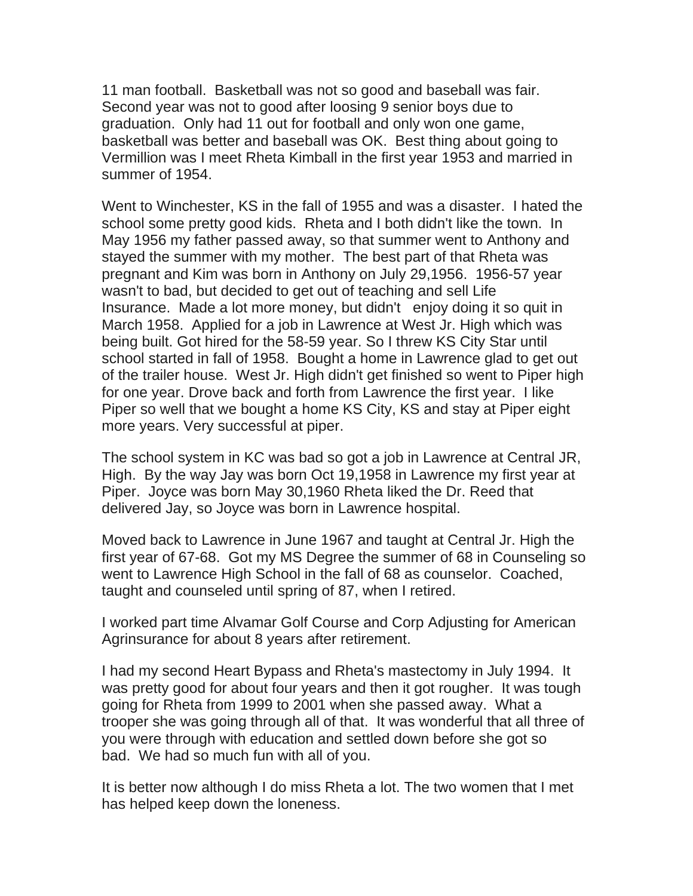11 man football. Basketball was not so good and baseball was fair. Second year was not to good after loosing 9 senior boys due to graduation. Only had 11 out for football and only won one game, basketball was better and baseball was OK. Best thing about going to Vermillion was I meet Rheta Kimball in the first year 1953 and married in summer of 1954.

Went to Winchester, KS in the fall of 1955 and was a disaster. I hated the school some pretty good kids. Rheta and I both didn't like the town. In May 1956 my father passed away, so that summer went to Anthony and stayed the summer with my mother. The best part of that Rheta was pregnant and Kim was born in Anthony on July 29,1956. 1956-57 year wasn't to bad, but decided to get out of teaching and sell Life Insurance. Made a lot more money, but didn't enjoy doing it so quit in March 1958. Applied for a job in Lawrence at West Jr. High which was being built. Got hired for the 58-59 year. So I threw KS City Star until school started in fall of 1958. Bought a home in Lawrence glad to get out of the trailer house. West Jr. High didn't get finished so went to Piper high for one year. Drove back and forth from Lawrence the first year. I like Piper so well that we bought a home KS City, KS and stay at Piper eight more years. Very successful at piper.

The school system in KC was bad so got a job in Lawrence at Central JR, High. By the way Jay was born Oct 19,1958 in Lawrence my first year at Piper. Joyce was born May 30,1960 Rheta liked the Dr. Reed that delivered Jay, so Joyce was born in Lawrence hospital.

Moved back to Lawrence in June 1967 and taught at Central Jr. High the first year of 67-68. Got my MS Degree the summer of 68 in Counseling so went to Lawrence High School in the fall of 68 as counselor. Coached, taught and counseled until spring of 87, when I retired.

I worked part time Alvamar Golf Course and Corp Adjusting for American Agrinsurance for about 8 years after retirement.

I had my second Heart Bypass and Rheta's mastectomy in July 1994. It was pretty good for about four years and then it got rougher. It was tough going for Rheta from 1999 to 2001 when she passed away. What a trooper she was going through all of that. It was wonderful that all three of you were through with education and settled down before she got so bad. We had so much fun with all of you.

It is better now although I do miss Rheta a lot. The two women that I met has helped keep down the loneness.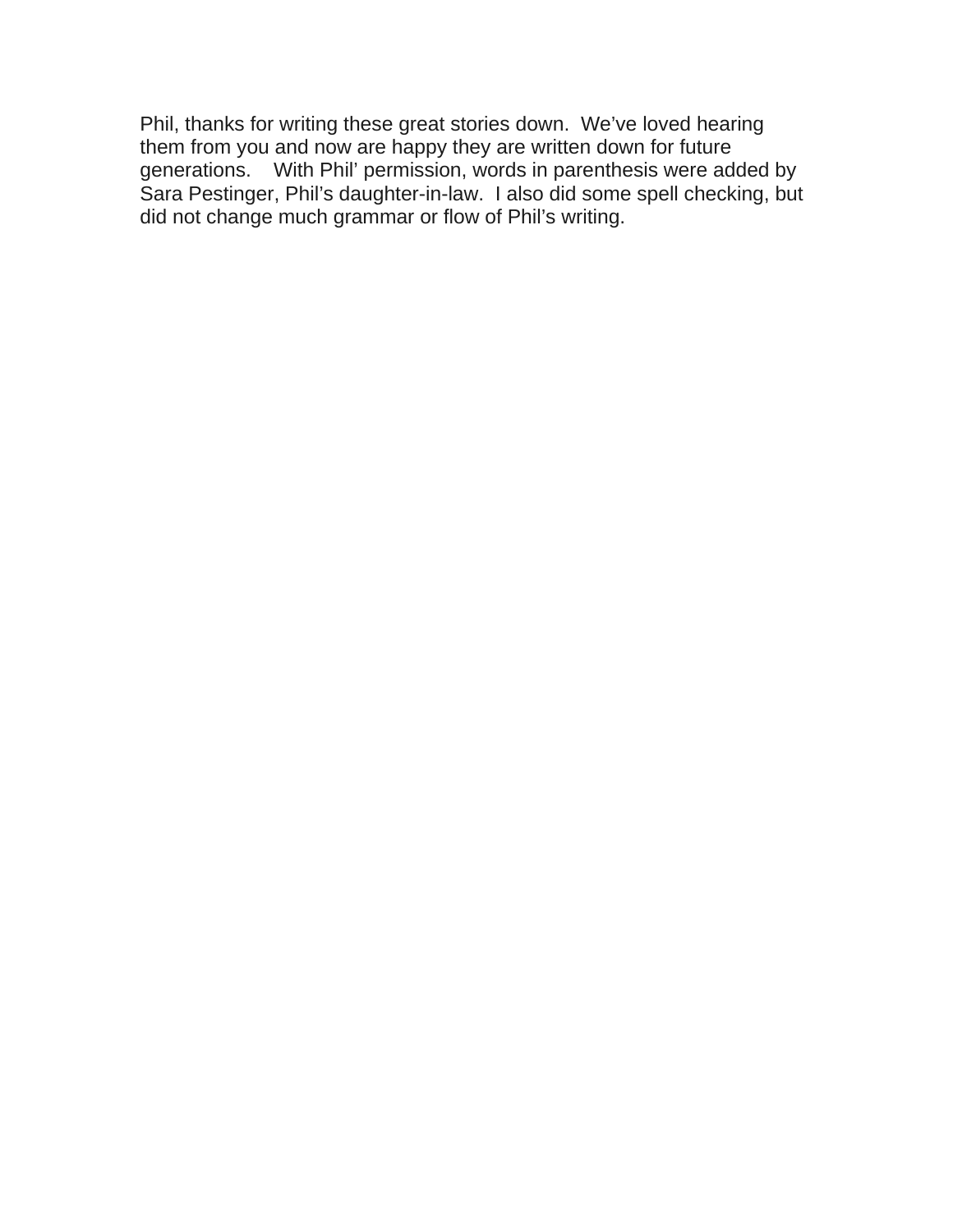Phil, thanks for writing these great stories down. We've loved hearing them from you and now are happy they are written down for future generations. With Phil' permission, words in parenthesis were added by Sara Pestinger, Phil's daughter-in-law. I also did some spell checking, but did not change much grammar or flow of Phil's writing.